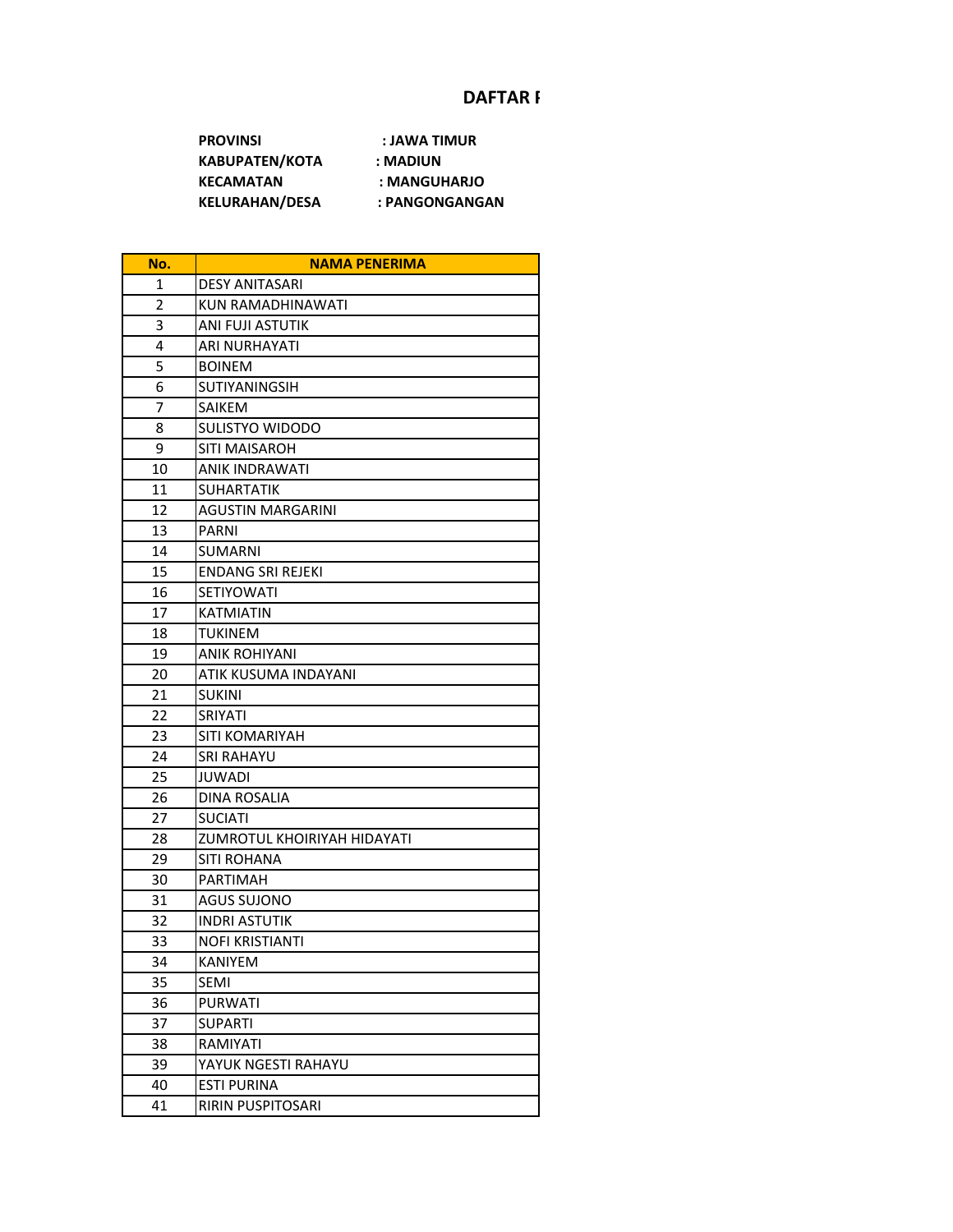# DAFTAR F

**PROVINSI** : JAWA TIMUR
**KABUPATEN/KOTA** : MADIUN
**KECAMATAN** : MANGUHARJO
**KELURAHAN/DESA** : PANGONGANGAN

| No. | NAMA PENERIMA |
|---|---|
| 1 | DESY ANITASARI |
| 2 | KUN RAMADHINAWATI |
| 3 | ANI FUJI ASTUTIK |
| 4 | ARI NURHAYATI |
| 5 | BOINEM |
| 6 | SUTIYANINGSIH |
| 7 | SAIKEM |
| 8 | SULISTYO WIDODO |
| 9 | SITI MAISAROH |
| 10 | ANIK INDRAWATI |
| 11 | SUHARTATIK |
| 12 | AGUSTIN MARGARINI |
| 13 | PARNI |
| 14 | SUMARNI |
| 15 | ENDANG SRI REJEKI |
| 16 | SETIYOWATI |
| 17 | KATMIATIN |
| 18 | TUKINEM |
| 19 | ANIK ROHIYANI |
| 20 | ATIK KUSUMA INDAYANI |
| 21 | SUKINI |
| 22 | SRIYATI |
| 23 | SITI KOMARIYAH |
| 24 | SRI RAHAYU |
| 25 | JUWADI |
| 26 | DINA ROSALIA |
| 27 | SUCIATI |
| 28 | ZUMROTUL KHOIRIYAH HIDAYATI |
| 29 | SITI ROHANA |
| 30 | PARTIMAH |
| 31 | AGUS SUJONO |
| 32 | INDRI ASTUTIK |
| 33 | NOFI KRISTIANTI |
| 34 | KANIYEM |
| 35 | SEMI |
| 36 | PURWATI |
| 37 | SUPARTI |
| 38 | RAMIYATI |
| 39 | YAYUK NGESTI RAHAYU |
| 40 | ESTI PURINA |
| 41 | RIRIN PUSPITOSARI |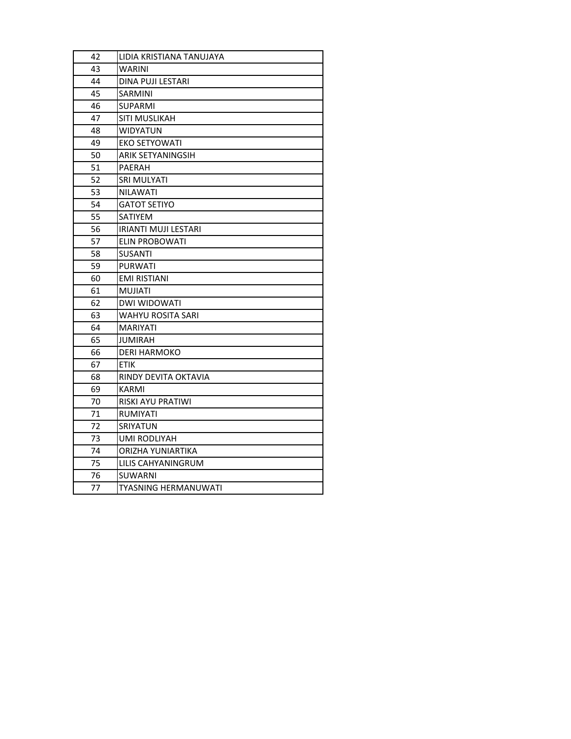| | |
|---|---|
| 42 | LIDIA KRISTIANA TANUJAYA |
| 43 | WARINI |
| 44 | DINA PUJI LESTARI |
| 45 | SARMINI |
| 46 | SUPARMI |
| 47 | SITI MUSLIKAH |
| 48 | WIDYATUN |
| 49 | EKO SETYOWATI |
| 50 | ARIK SETYANINGSIH |
| 51 | PAERAH |
| 52 | SRI MULYATI |
| 53 | NILAWATI |
| 54 | GATOT SETIYO |
| 55 | SATIYEM |
| 56 | IRIANTI MUJI LESTARI |
| 57 | ELIN PROBOWATI |
| 58 | SUSANTI |
| 59 | PURWATI |
| 60 | EMI RISTIANI |
| 61 | MUJIATI |
| 62 | DWI WIDOWATI |
| 63 | WAHYU ROSITA SARI |
| 64 | MARIYATI |
| 65 | JUMIRAH |
| 66 | DERI HARMOKO |
| 67 | ETIK |
| 68 | RINDY DEVITA OKTAVIA |
| 69 | KARMI |
| 70 | RISKI AYU PRATIWI |
| 71 | RUMIYATI |
| 72 | SRIYATUN |
| 73 | UMI RODLIYAH |
| 74 | ORIZHA YUNIARTIKA |
| 75 | LILIS CAHYANINGRUM |
| 76 | SUWARNI |
| 77 | TYASNING HERMANUWATI |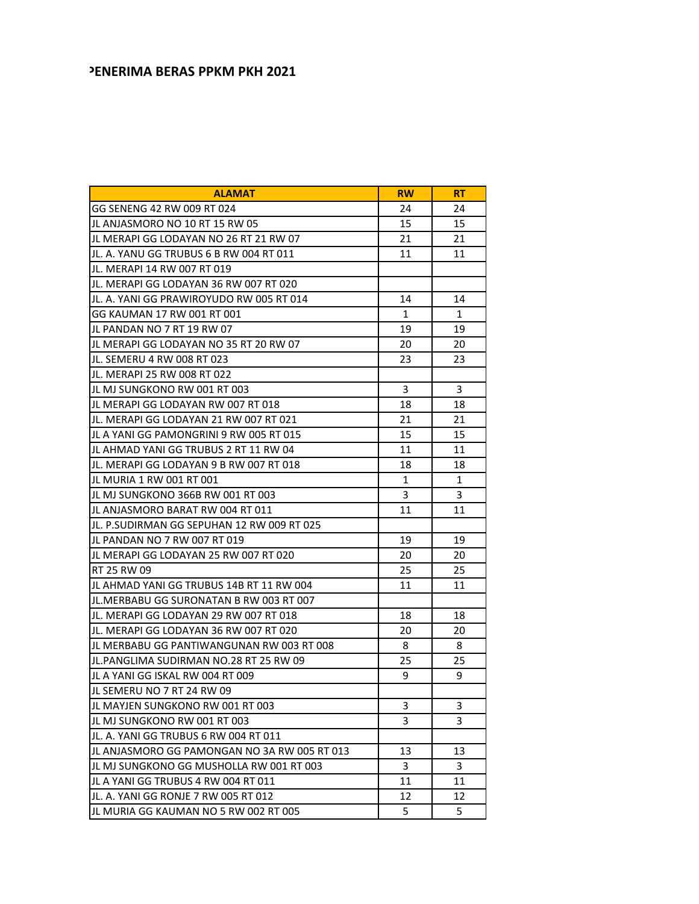# PENERIMA BERAS PPKM PKH 2021

| ALAMAT | RW | RT |
|---|---|---|
| GG SENENG 42 RW 009 RT 024 | 24 | 24 |
| JL ANJASMORO NO 10 RT 15 RW 05 | 15 | 15 |
| JL MERAPI GG LODAYAN NO 26 RT 21 RW 07 | 21 | 21 |
| JL. A. YANU GG TRUBUS 6 B RW 004 RT 011 | 11 | 11 |
| JL. MERAPI 14 RW 007 RT 019 | | |
| JL. MERAPI GG LODAYAN 36 RW 007 RT 020 | | |
| JL. A. YANI GG PRAWIROYUDO RW 005 RT 014 | 14 | 14 |
| GG KAUMAN 17 RW 001 RT 001 | 1 | 1 |
| JL PANDAN NO 7 RT 19 RW 07 | 19 | 19 |
| JL MERAPI GG LODAYAN NO 35 RT 20 RW 07 | 20 | 20 |
| JL. SEMERU 4 RW 008 RT 023 | 23 | 23 |
| JL. MERAPI 25 RW 008 RT 022 | | |
| JL MJ SUNGKONO RW 001 RT 003 | 3 | 3 |
| JL MERAPI GG LODAYAN RW 007 RT 018 | 18 | 18 |
| JL. MERAPI GG LODAYAN 21 RW 007 RT 021 | 21 | 21 |
| JL A YANI GG PAMONGRINI 9 RW 005 RT 015 | 15 | 15 |
| JL AHMAD YANI GG TRUBUS 2 RT 11 RW 04 | 11 | 11 |
| JL. MERAPI GG LODAYAN 9 B RW 007 RT 018 | 18 | 18 |
| JL MURIA 1 RW 001 RT 001 | 1 | 1 |
| JL MJ SUNGKONO 366B RW 001 RT 003 | 3 | 3 |
| JL ANJASMORO BARAT RW 004 RT 011 | 11 | 11 |
| JL. P.SUDIRMAN GG SEPUHAN 12 RW 009 RT 025 | | |
| JL PANDAN NO 7 RW 007 RT 019 | 19 | 19 |
| JL MERAPI GG LODAYAN 25 RW 007 RT 020 | 20 | 20 |
| RT 25 RW 09 | 25 | 25 |
| JL AHMAD YANI GG TRUBUS 14B RT 11 RW 004 | 11 | 11 |
| JL.MERBABU GG SURONATAN B RW 003 RT 007 | | |
| JL. MERAPI GG LODAYAN 29 RW 007 RT 018 | 18 | 18 |
| JL. MERAPI GG LODAYAN 36 RW 007 RT 020 | 20 | 20 |
| JL MERBABU GG PANTIWANGUNAN RW 003 RT 008 | 8 | 8 |
| JL.PANGLIMA SUDIRMAN NO.28 RT 25 RW 09 | 25 | 25 |
| JL A YANI GG ISKAL RW 004 RT 009 | 9 | 9 |
| JL SEMERU NO 7 RT 24 RW 09 | | |
| JL MAYJEN SUNGKONO RW 001 RT 003 | 3 | 3 |
| JL MJ SUNGKONO RW 001 RT 003 | 3 | 3 |
| JL. A. YANI GG TRUBUS 6 RW 004 RT 011 | | |
| JL ANJASMORO GG PAMONGAN NO 3A RW 005 RT 013 | 13 | 13 |
| JL MJ SUNGKONO GG MUSHOLLA RW 001 RT 003 | 3 | 3 |
| JL A YANI GG TRUBUS 4 RW 004 RT 011 | 11 | 11 |
| JL. A. YANI GG RONJE 7 RW 005 RT 012 | 12 | 12 |
| JL MURIA GG KAUMAN NO 5 RW 002 RT 005 | 5 | 5 |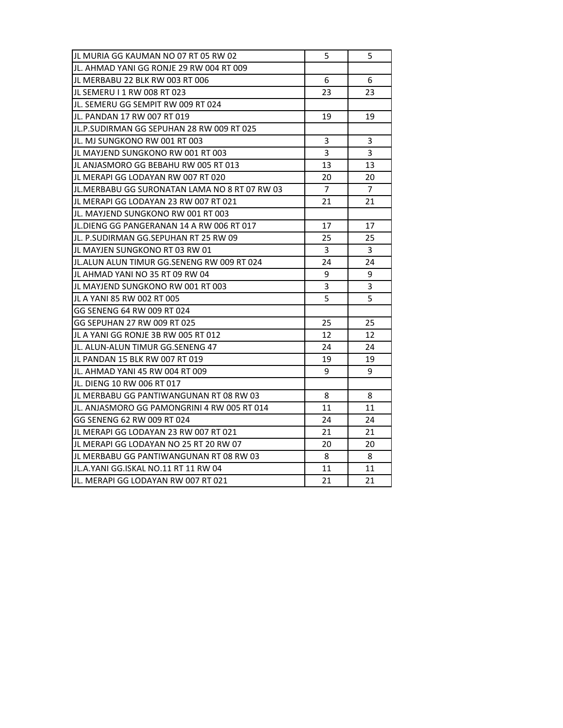| | | |
|---|---|---|
| JL MURIA GG KAUMAN NO 07 RT 05 RW 02 | 5 | 5 |
| JL. AHMAD YANI GG RONJE 29 RW 004 RT 009 | | |
| JL MERBABU 22 BLK RW 003 RT 006 | 6 | 6 |
| JL SEMERU I 1 RW 008 RT 023 | 23 | 23 |
| JL. SEMERU GG SEMPIT RW 009 RT 024 | | |
| JL. PANDAN 17 RW 007 RT 019 | 19 | 19 |
| JL.P.SUDIRMAN GG SEPUHAN 28 RW 009 RT 025 | | |
| JL. MJ SUNGKONO RW 001 RT 003 | 3 | 3 |
| JL MAYJEND SUNGKONO RW 001 RT 003 | 3 | 3 |
| JL ANJASMORO GG BEBAHU RW 005 RT 013 | 13 | 13 |
| JL MERAPI GG LODAYAN RW 007 RT 020 | 20 | 20 |
| JL.MERBABU GG SURONATAN LAMA NO 8 RT 07 RW 03 | 7 | 7 |
| JL MERAPI GG LODAYAN 23 RW 007 RT 021 | 21 | 21 |
| JL. MAYJEND SUNGKONO RW 001 RT 003 | | |
| JL.DIENG GG PANGERANAN 14 A RW 006 RT 017 | 17 | 17 |
| JL. P.SUDIRMAN GG.SEPUHAN RT 25 RW 09 | 25 | 25 |
| JL MAYJEN SUNGKONO RT 03 RW 01 | 3 | 3 |
| JL.ALUN ALUN TIMUR GG.SENENG RW 009 RT 024 | 24 | 24 |
| JL AHMAD YANI NO 35 RT 09 RW 04 | 9 | 9 |
| JL MAYJEND SUNGKONO RW 001 RT 003 | 3 | 3 |
| JL A YANI 85 RW 002 RT 005 | 5 | 5 |
| GG SENENG 64 RW 009 RT 024 | | |
| GG SEPUHAN 27 RW 009 RT 025 | 25 | 25 |
| JL A YANI GG RONJE 3B RW 005 RT 012 | 12 | 12 |
| JL. ALUN-ALUN TIMUR GG.SENENG 47 | 24 | 24 |
| JL PANDAN 15 BLK RW 007 RT 019 | 19 | 19 |
| JL. AHMAD YANI 45 RW 004 RT 009 | 9 | 9 |
| JL. DIENG 10 RW 006 RT 017 | | |
| JL MERBABU GG PANTIWANGUNAN RT 08 RW 03 | 8 | 8 |
| JL. ANJASMORO GG PAMONGRINI 4 RW 005 RT 014 | 11 | 11 |
| GG SENENG 62 RW 009 RT 024 | 24 | 24 |
| JL MERAPI GG LODAYAN 23 RW 007 RT 021 | 21 | 21 |
| JL MERAPI GG LODAYAN NO 25 RT 20 RW 07 | 20 | 20 |
| JL MERBABU GG PANTIWANGUNAN RT 08 RW 03 | 8 | 8 |
| JL.A.YANI GG.ISKAL NO.11 RT 11 RW 04 | 11 | 11 |
| JL. MERAPI GG LODAYAN RW 007 RT 021 | 21 | 21 |